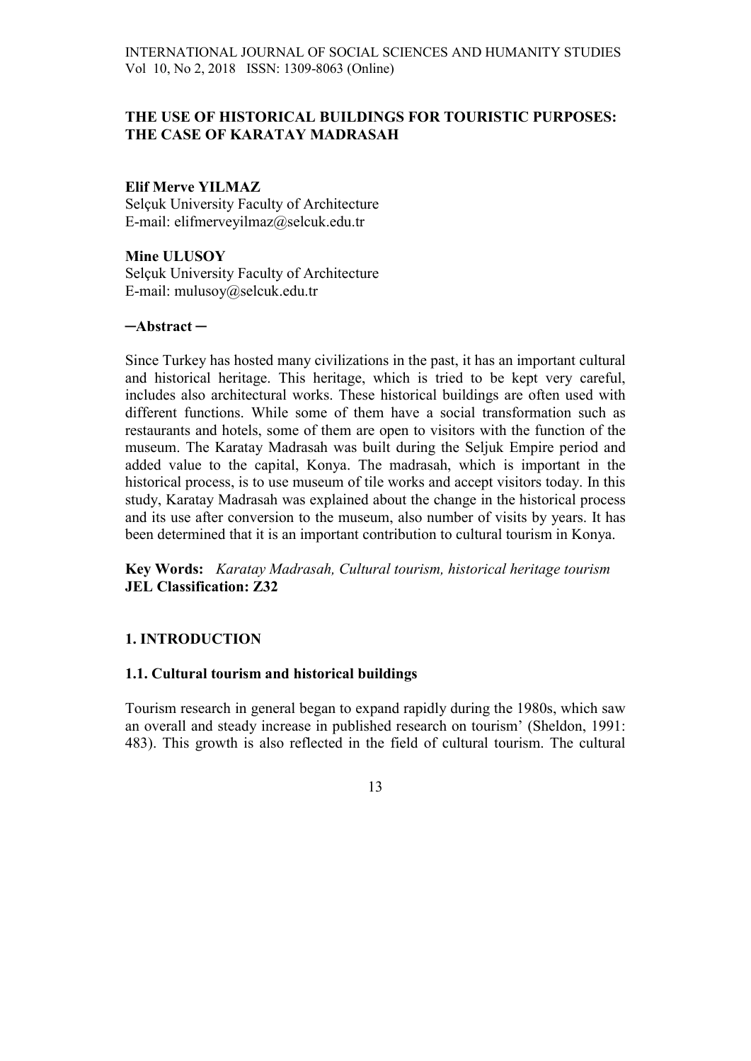# THE USE OF HISTORICAL BUILDINGS FOR TOURISTIC PURPOSES: THE CASE OF KARATAY MADRASAH

**Elif Merve YILMAZ**
Selçuk University Faculty of Architecture
E-mail: elifmerveyilmaz@selcuk.edu.tr

**Mine ULUSOY**
Selçuk University Faculty of Architecture
E-mail: mulusoy@selcuk.edu.tr

**─Abstract ─**

Since Turkey has hosted many civilizations in the past, it has an important cultural and historical heritage. This heritage, which is tried to be kept very careful, includes also architectural works. These historical buildings are often used with different functions. While some of them have a social transformation such as restaurants and hotels, some of them are open to visitors with the function of the museum. The Karatay Madrasah was built during the Seljuk Empire period and added value to the capital, Konya. The madrasah, which is important in the historical process, is to use museum of tile works and accept visitors today. In this study, Karatay Madrasah was explained about the change in the historical process and its use after conversion to the museum, also number of visits by years. It has been determined that it is an important contribution to cultural tourism in Konya.

**Key Words:** *Karatay Madrasah, Cultural tourism, historical heritage tourism*
**JEL Classification: Z32**

## 1. INTRODUCTION

### 1.1. Cultural tourism and historical buildings

Tourism research in general began to expand rapidly during the 1980s, which saw an overall and steady increase in published research on tourism' (Sheldon, 1991: 483). This growth is also reflected in the field of cultural tourism. The cultural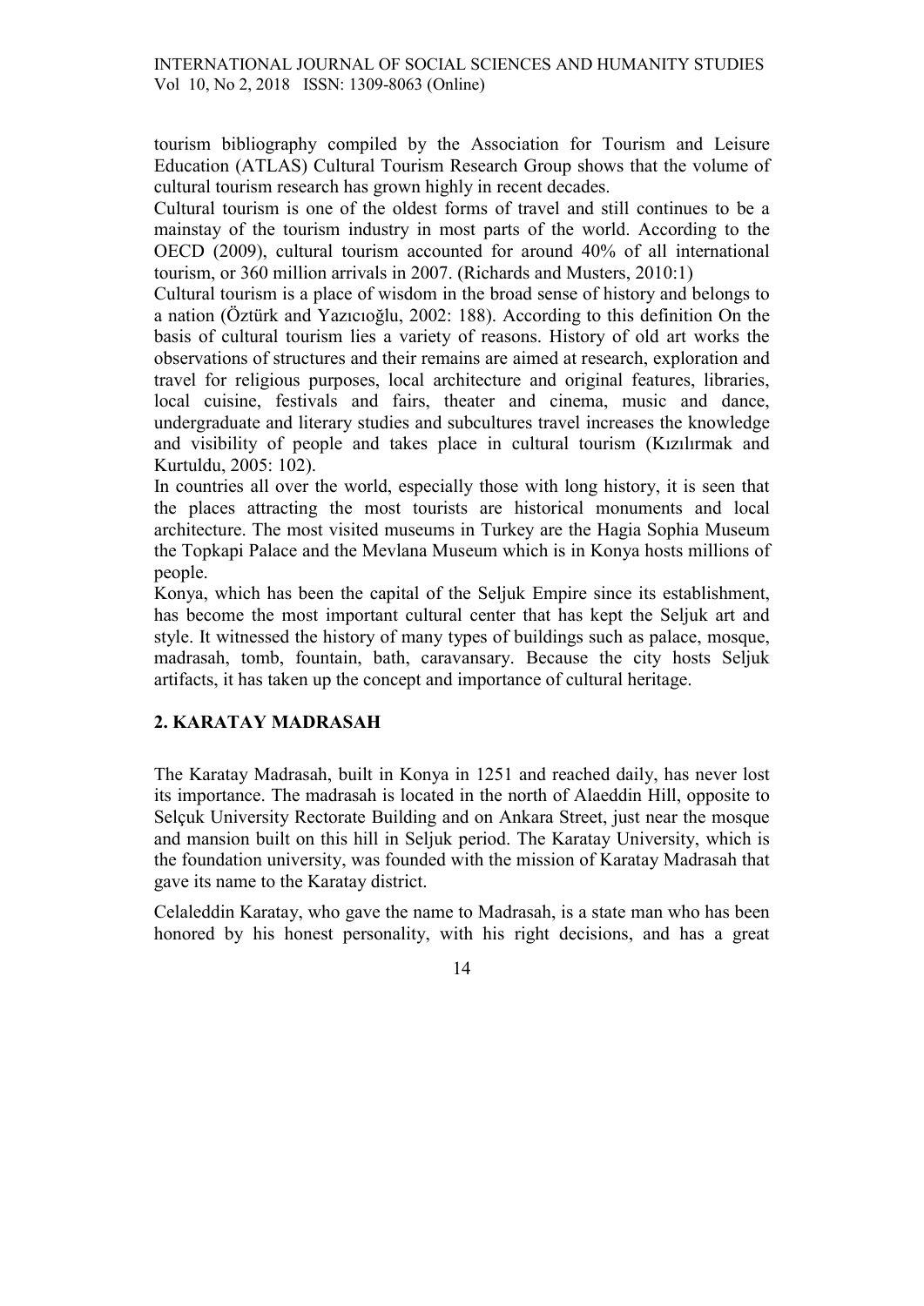tourism bibliography compiled by the Association for Tourism and Leisure Education (ATLAS) Cultural Tourism Research Group shows that the volume of cultural tourism research has grown highly in recent decades.

Cultural tourism is one of the oldest forms of travel and still continues to be a mainstay of the tourism industry in most parts of the world. According to the OECD (2009), cultural tourism accounted for around 40% of all international tourism, or 360 million arrivals in 2007. (Richards and Musters, 2010:1)

Cultural tourism is a place of wisdom in the broad sense of history and belongs to a nation (Öztürk and Yazıcıoğlu, 2002: 188). According to this definition On the basis of cultural tourism lies a variety of reasons. History of old art works the observations of structures and their remains are aimed at research, exploration and travel for religious purposes, local architecture and original features, libraries, local cuisine, festivals and fairs, theater and cinema, music and dance, undergraduate and literary studies and subcultures travel increases the knowledge and visibility of people and takes place in cultural tourism (Kızılırmak and Kurtuldu, 2005: 102).

In countries all over the world, especially those with long history, it is seen that the places attracting the most tourists are historical monuments and local architecture. The most visited museums in Turkey are the Hagia Sophia Museum the Topkapi Palace and the Mevlana Museum which is in Konya hosts millions of people.

Konya, which has been the capital of the Seljuk Empire since its establishment, has become the most important cultural center that has kept the Seljuk art and style. It witnessed the history of many types of buildings such as palace, mosque, madrasah, tomb, fountain, bath, caravansary. Because the city hosts Seljuk artifacts, it has taken up the concept and importance of cultural heritage.

## 2. KARATAY MADRASAH

The Karatay Madrasah, built in Konya in 1251 and reached daily, has never lost its importance. The madrasah is located in the north of Alaeddin Hill, opposite to Selçuk University Rectorate Building and on Ankara Street, just near the mosque and mansion built on this hill in Seljuk period. The Karatay University, which is the foundation university, was founded with the mission of Karatay Madrasah that gave its name to the Karatay district.

Celaleddin Karatay, who gave the name to Madrasah, is a state man who has been honored by his honest personality, with his right decisions, and has a great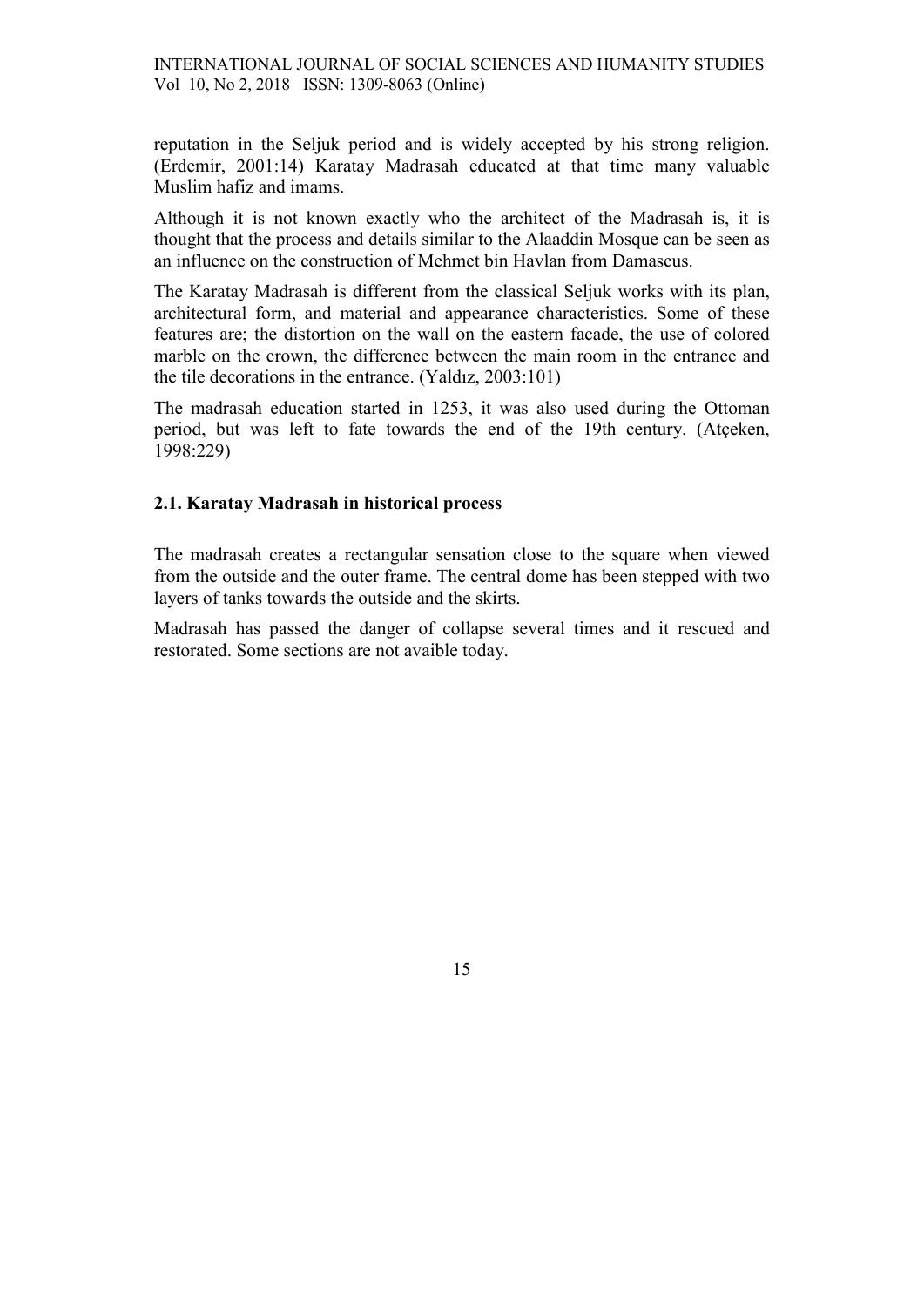reputation in the Seljuk period and is widely accepted by his strong religion. (Erdemir, 2001:14) Karatay Madrasah educated at that time many valuable Muslim hafiz and imams.

Although it is not known exactly who the architect of the Madrasah is, it is thought that the process and details similar to the Alaaddin Mosque can be seen as an influence on the construction of Mehmet bin Havlan from Damascus.

The Karatay Madrasah is different from the classical Seljuk works with its plan, architectural form, and material and appearance characteristics. Some of these features are; the distortion on the wall on the eastern facade, the use of colored marble on the crown, the difference between the main room in the entrance and the tile decorations in the entrance. (Yaldız, 2003:101)

The madrasah education started in 1253, it was also used during the Ottoman period, but was left to fate towards the end of the 19th century. (Atçeken, 1998:229)

### 2.1. Karatay Madrasah in historical process

The madrasah creates a rectangular sensation close to the square when viewed from the outside and the outer frame. The central dome has been stepped with two layers of tanks towards the outside and the skirts.

Madrasah has passed the danger of collapse several times and it rescued and restorated. Some sections are not avaible today.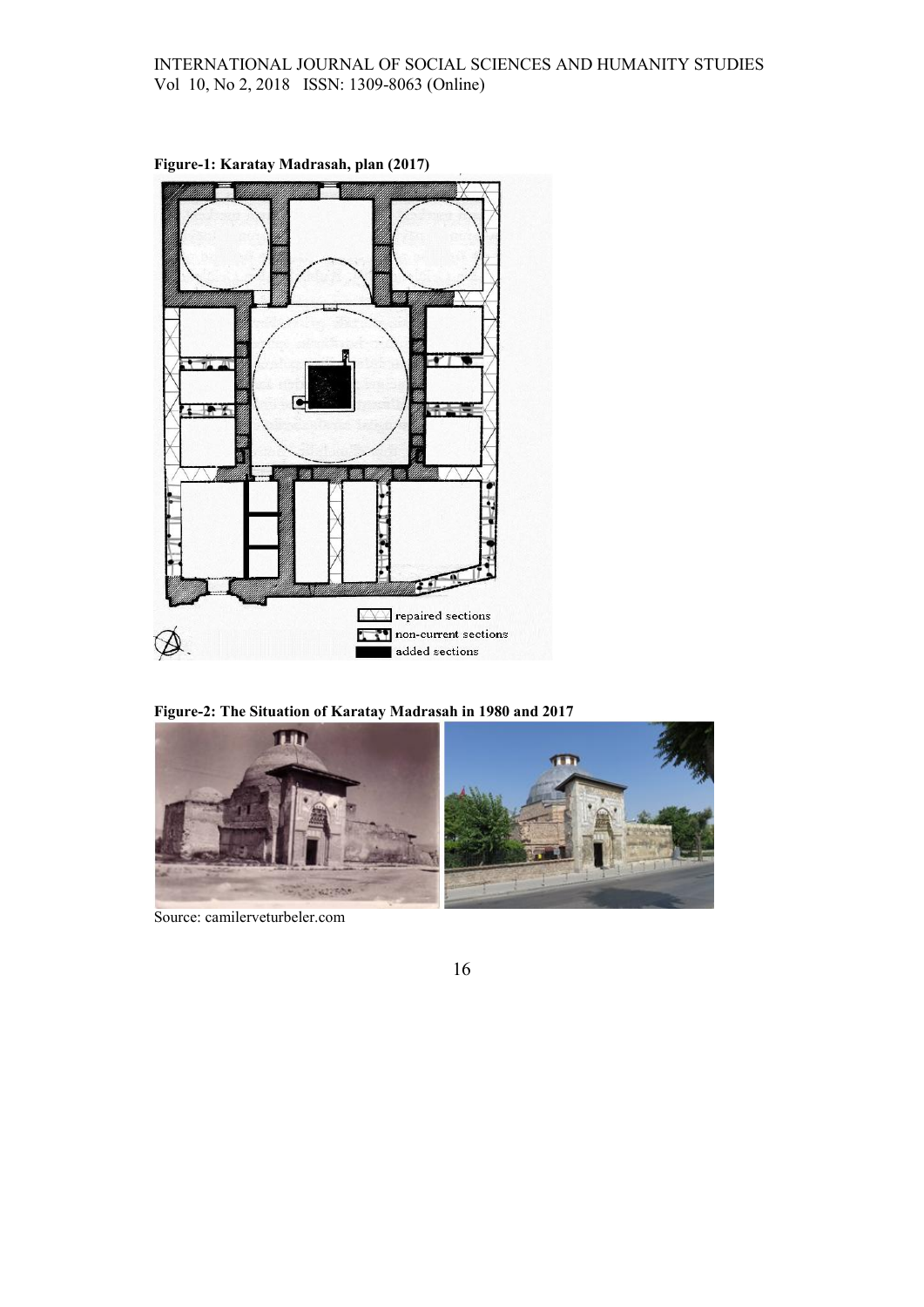**Figure-1: Karatay Madrasah, plan (2017)**

**Figure-2: The Situation of Karatay Madrasah in 1980 and 2017**

Source: camilerveturbeler.com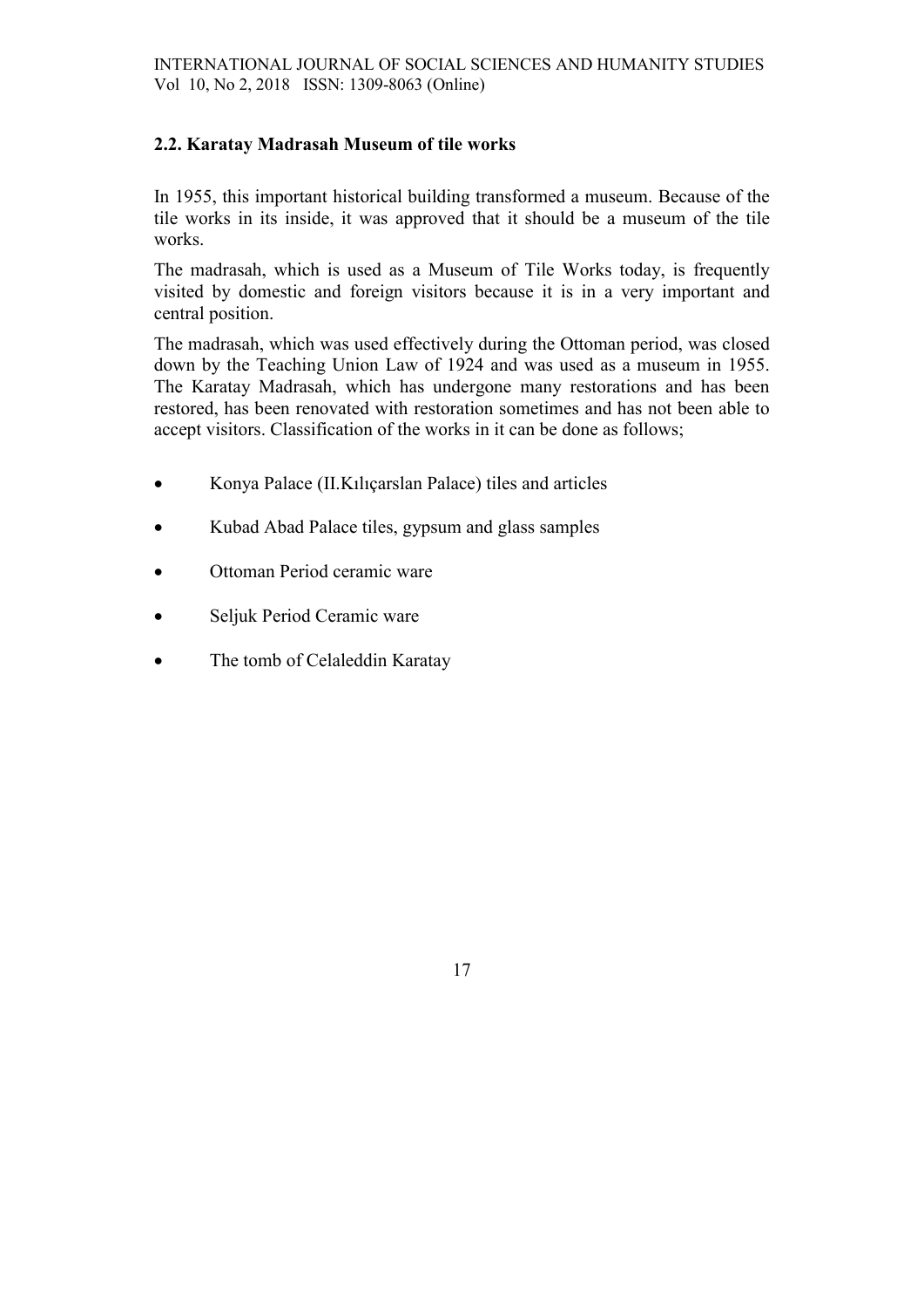## 2.2. Karatay Madrasah Museum of tile works

In 1955, this important historical building transformed a museum. Because of the tile works in its inside, it was approved that it should be a museum of the tile works.

The madrasah, which is used as a Museum of Tile Works today, is frequently visited by domestic and foreign visitors because it is in a very important and central position.

The madrasah, which was used effectively during the Ottoman period, was closed down by the Teaching Union Law of 1924 and was used as a museum in 1955. The Karatay Madrasah, which has undergone many restorations and has been restored, has been renovated with restoration sometimes and has not been able to accept visitors. Classification of the works in it can be done as follows;

- Konya Palace (II.Kılıçarslan Palace) tiles and articles
- Kubad Abad Palace tiles, gypsum and glass samples
- Ottoman Period ceramic ware
- Seljuk Period Ceramic ware
- The tomb of Celaleddin Karatay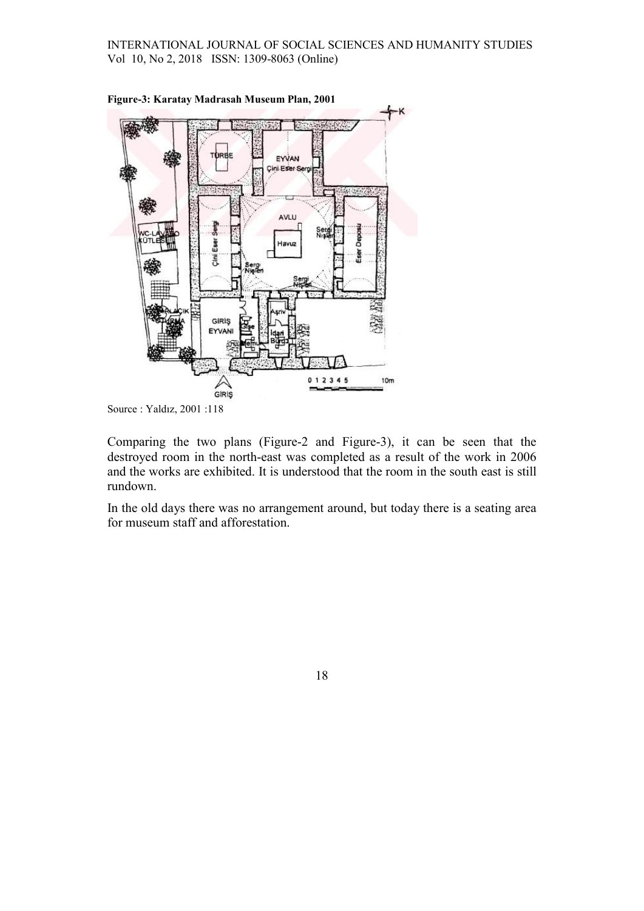**Figure-3: Karatay Madrasah Museum Plan, 2001**

Source : Yaldız, 2001 :118

Comparing the two plans (Figure-2 and Figure-3), it can be seen that the destroyed room in the north-east was completed as a result of the work in 2006 and the works are exhibited. It is understood that the room in the south east is still rundown.

In the old days there was no arrangement around, but today there is a seating area for museum staff and afforestation.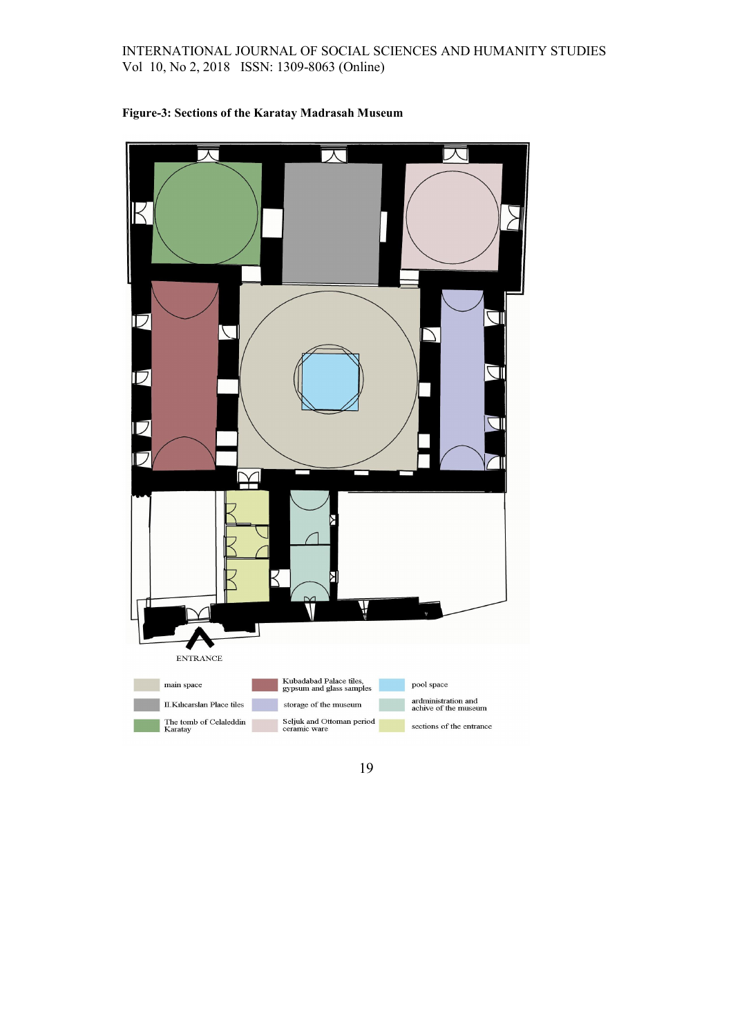**Figure-3: Sections of the Karatay Madrasah Museum**

ENTRANCE

| | | | | | |
|---|---|---|---|---|---|
| | main space | | Kubadabad Palace tiles, gypsum and glass samples | | pool space |
| | II.Kılıcarslan Place tiles | | storage of the museum | | ardministration and achive of the museum |
| | The tomb of Celaleddin Karatay | | Seljuk and Ottoman period ceramic ware | | sections of the entrance |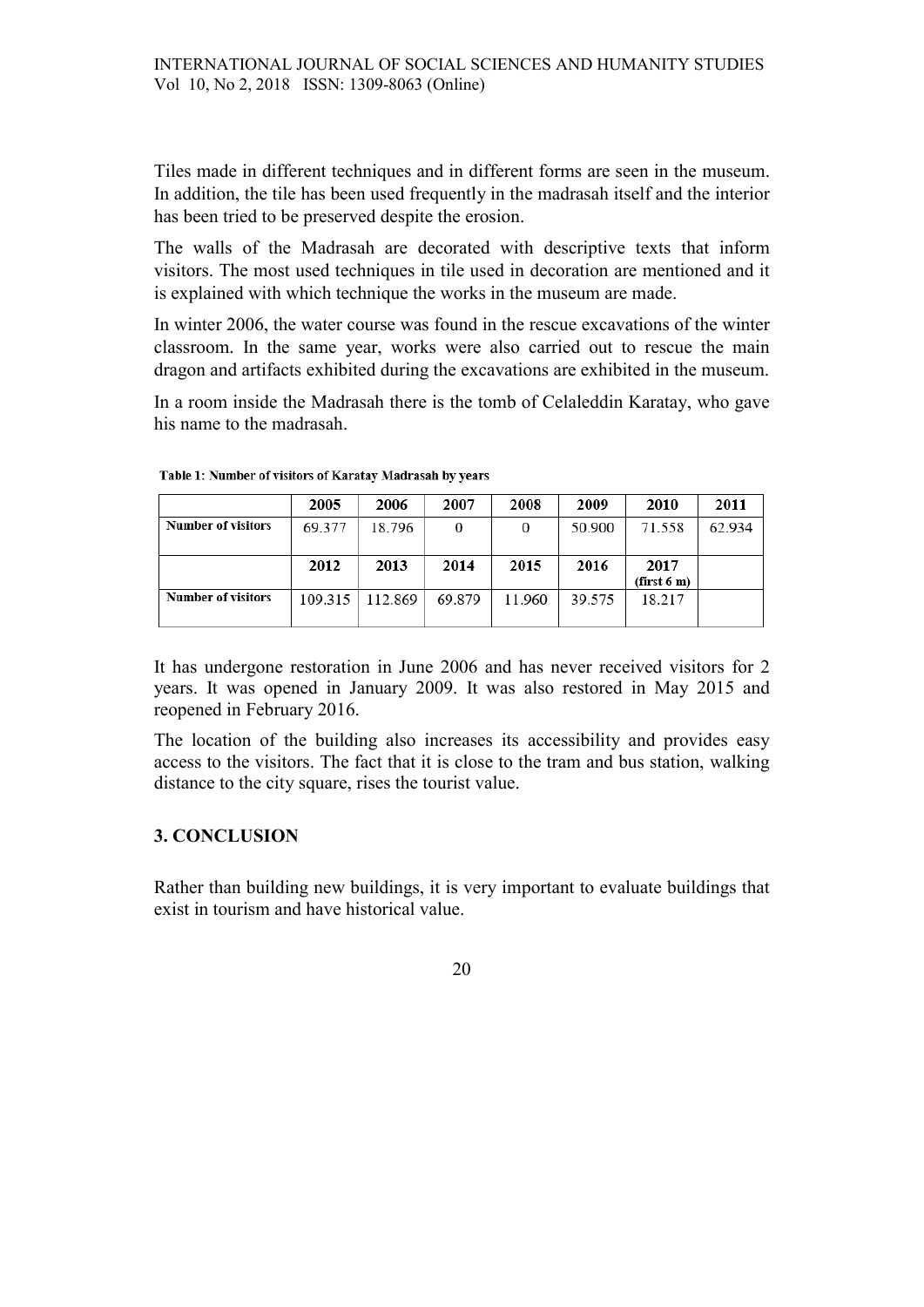Tiles made in different techniques and in different forms are seen in the museum. In addition, the tile has been used frequently in the madrasah itself and the interior has been tried to be preserved despite the erosion.

The walls of the Madrasah are decorated with descriptive texts that inform visitors. The most used techniques in tile used in decoration are mentioned and it is explained with which technique the works in the museum are made.

In winter 2006, the water course was found in the rescue excavations of the winter classroom. In the same year, works were also carried out to rescue the main dragon and artifacts exhibited during the excavations are exhibited in the museum.

In a room inside the Madrasah there is the tomb of Celaleddin Karatay, who gave his name to the madrasah.

**Table 1: Number of visitors of Karatay Madrasah by years**

| | 2005 | 2006 | 2007 | 2008 | 2009 | 2010 | 2011 |
|---|---|---|---|---|---|---|---|
| **Number of visitors** | 69.377 | 18.796 | 0 | 0 | 50.900 | 71.558 | 62.934 |
| | **2012** | **2013** | **2014** | **2015** | **2016** | **2017 (first 6 m)** | |
| **Number of visitors** | 109.315 | 112.869 | 69.879 | 11.960 | 39.575 | 18.217 | |

It has undergone restoration in June 2006 and has never received visitors for 2 years. It was opened in January 2009. It was also restored in May 2015 and reopened in February 2016.

The location of the building also increases its accessibility and provides easy access to the visitors. The fact that it is close to the tram and bus station, walking distance to the city square, rises the tourist value.

## 3. CONCLUSION

Rather than building new buildings, it is very important to evaluate buildings that exist in tourism and have historical value.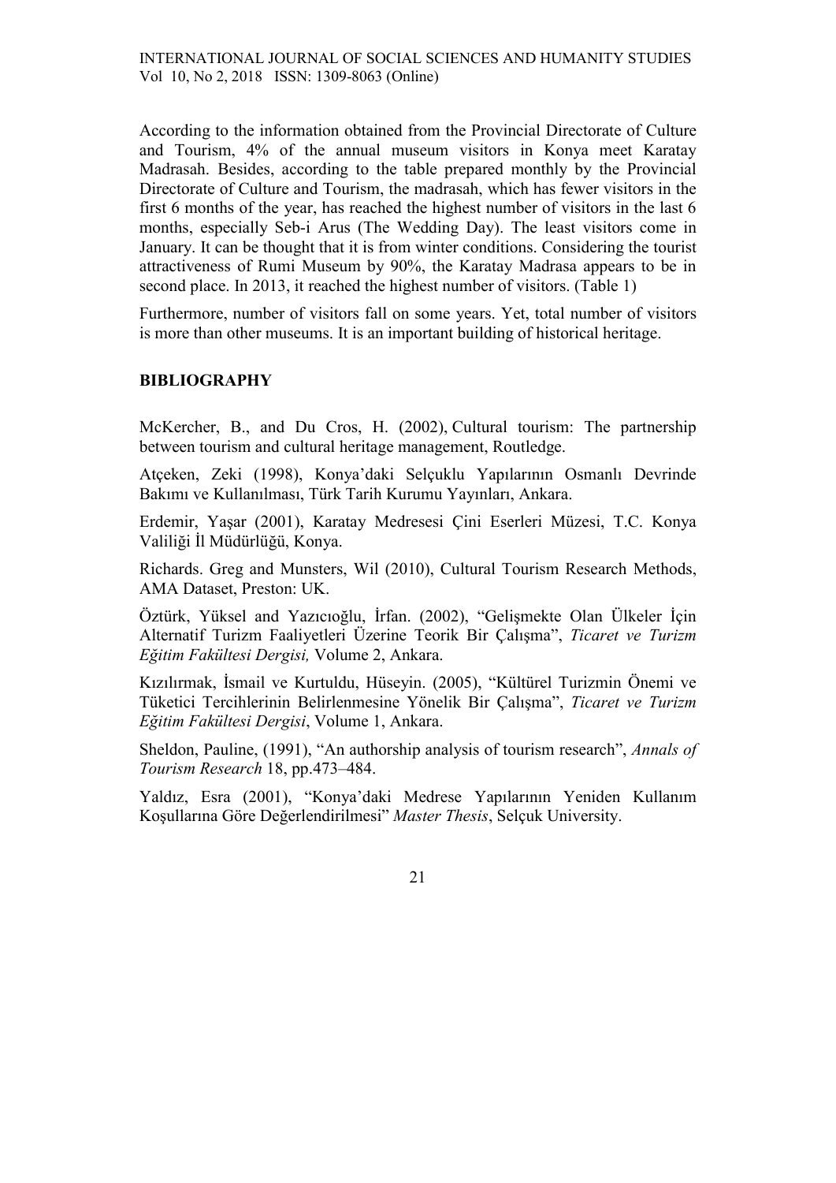According to the information obtained from the Provincial Directorate of Culture and Tourism, 4% of the annual museum visitors in Konya meet Karatay Madrasah. Besides, according to the table prepared monthly by the Provincial Directorate of Culture and Tourism, the madrasah, which has fewer visitors in the first 6 months of the year, has reached the highest number of visitors in the last 6 months, especially Seb-i Arus (The Wedding Day). The least visitors come in January. It can be thought that it is from winter conditions. Considering the tourist attractiveness of Rumi Museum by 90%, the Karatay Madrasa appears to be in second place. In 2013, it reached the highest number of visitors. (Table 1)

Furthermore, number of visitors fall on some years. Yet, total number of visitors is more than other museums. It is an important building of historical heritage.

## BIBLIOGRAPHY

McKercher, B., and Du Cros, H. (2002), Cultural tourism: The partnership between tourism and cultural heritage management, Routledge.

Atçeken, Zeki (1998), Konya'daki Selçuklu Yapılarının Osmanlı Devrinde Bakımı ve Kullanılması, Türk Tarih Kurumu Yayınları, Ankara.

Erdemir, Yaşar (2001), Karatay Medresesi Çini Eserleri Müzesi, T.C. Konya Valiliği İl Müdürlüğü, Konya.

Richards. Greg and Munsters, Wil (2010), Cultural Tourism Research Methods, AMA Dataset, Preston: UK.

Öztürk, Yüksel and Yazıcıoğlu, İrfan. (2002), "Gelişmekte Olan Ülkeler İçin Alternatif Turizm Faaliyetleri Üzerine Teorik Bir Çalışma", *Ticaret ve Turizm Eğitim Fakültesi Dergisi,* Volume 2, Ankara.

Kızılırmak, İsmail ve Kurtuldu, Hüseyin. (2005), "Kültürel Turizmin Önemi ve Tüketici Tercihlerinin Belirlenmesine Yönelik Bir Çalışma", *Ticaret ve Turizm Eğitim Fakültesi Dergisi*, Volume 1, Ankara.

Sheldon, Pauline, (1991), "An authorship analysis of tourism research", *Annals of Tourism Research* 18, pp.473–484.

Yaldız, Esra (2001), "Konya'daki Medrese Yapılarının Yeniden Kullanım Koşullarına Göre Değerlendirilmesi" *Master Thesis*, Selçuk University.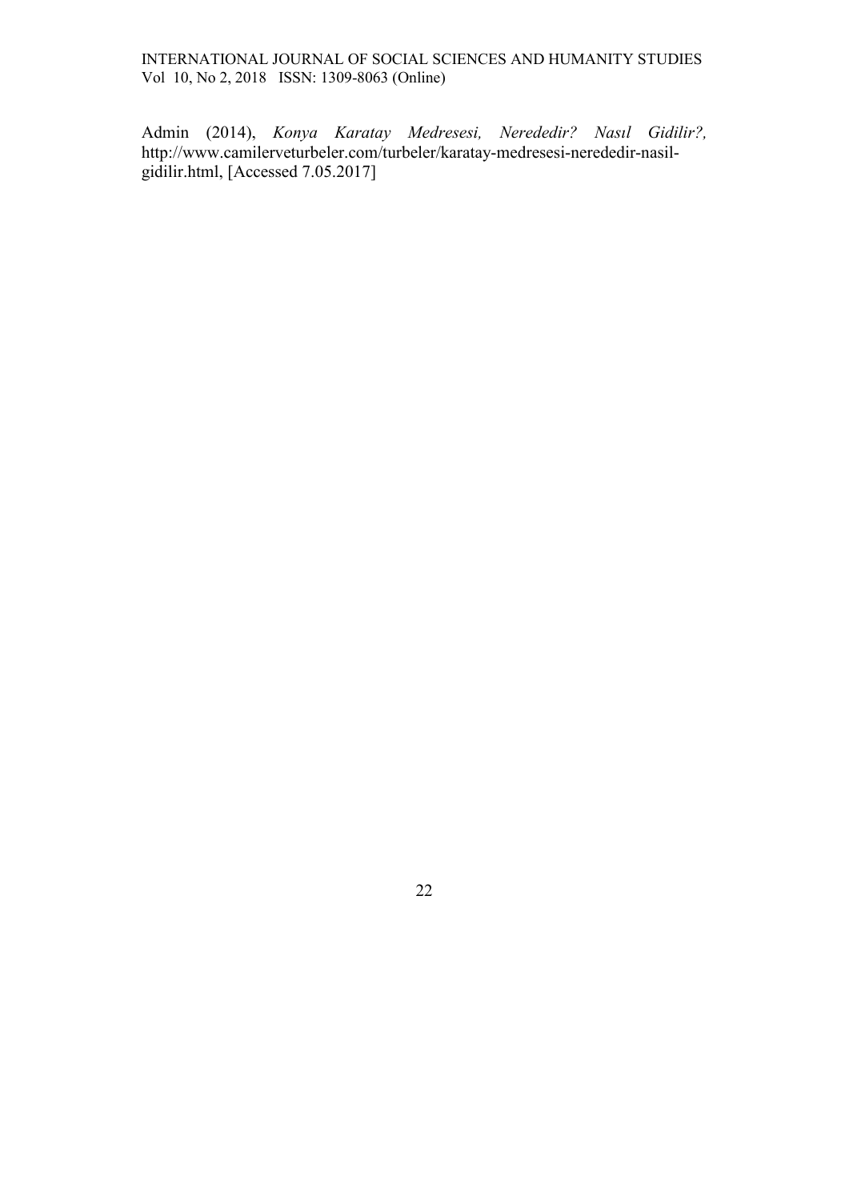Admin (2014), *Konya Karatay Medresesi, Nerededir? Nasıl Gidilir?,* http://www.camilerveturbeler.com/turbeler/karatay-medresesi-nerededir-nasil-gidilir.html, [Accessed 7.05.2017]